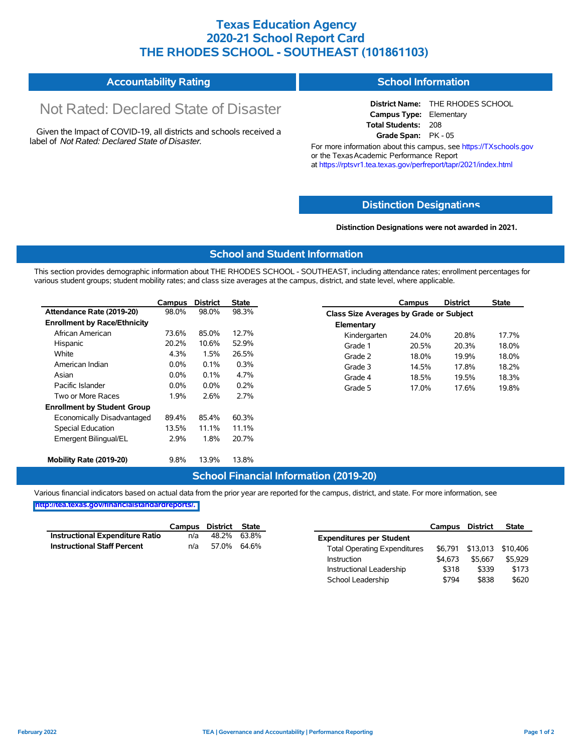# Texas Education Agency
# 2020-21 School Report Card
# THE RHODES SCHOOL - SOUTHEAST (101861103)

## Accountability Rating

Not Rated: Declared State of Disaster

Given the Impact of COVID-19, all districts and schools received a label of *Not Rated: Declared State of Disaster*.

## School Information

**District Name:** THE RHODES SCHOOL
**Campus Type:** Elementary
**Total Students:** 208
**Grade Span:** PK - 05

For more information about this campus, see https://TXschools.gov or the Texas Academic Performance Report at https://rptsvr1.tea.texas.gov/perfreport/tapr/2021/index.html

## Distinction Designations

**Distinction Designations were not awarded in 2021.**

## School and Student Information

This section provides demographic information about THE RHODES SCHOOL - SOUTHEAST, including attendance rates; enrollment percentages for various student groups; student mobility rates; and class size averages at the campus, district, and state level, where applicable.

| | Campus | District | State |
|---|---|---|---|
| **Attendance Rate (2019-20)** | 98.0% | 98.0% | 98.3% |
| **Enrollment by Race/Ethnicity** | | | |
| African American | 73.6% | 85.0% | 12.7% |
| Hispanic | 20.2% | 10.6% | 52.9% |
| White | 4.3% | 1.5% | 26.5% |
| American Indian | 0.0% | 0.1% | 0.3% |
| Asian | 0.0% | 0.1% | 4.7% |
| Pacific Islander | 0.0% | 0.0% | 0.2% |
| Two or More Races | 1.9% | 2.6% | 2.7% |
| **Enrollment by Student Group** | | | |
| Economically Disadvantaged | 89.4% | 85.4% | 60.3% |
| Special Education | 13.5% | 11.1% | 11.1% |
| Emergent Bilingual/EL | 2.9% | 1.8% | 20.7% |
| **Mobility Rate (2019-20)** | 9.8% | 13.9% | 13.8% |

| | Campus | District | State |
|---|---|---|---|
| **Class Size Averages by Grade or Subject** | | | |
| **Elementary** | | | |
| Kindergarten | 24.0% | 20.8% | 17.7% |
| Grade 1 | 20.5% | 20.3% | 18.0% |
| Grade 2 | 18.0% | 19.9% | 18.0% |
| Grade 3 | 14.5% | 17.8% | 18.2% |
| Grade 4 | 18.5% | 19.5% | 18.3% |
| Grade 5 | 17.0% | 17.6% | 19.8% |

## School Financial Information (2019-20)

Various financial indicators based on actual data from the prior year are reported for the campus, district, and state. For more information, see http://tea.texas.gov/financialstandardreports/.

| | Campus | District | State |
|---|---|---|---|
| **Instructional Expenditure Ratio** | n/a | 48.2% | 63.8% |
| **Instructional Staff Percent** | n/a | 57.0% | 64.6% |

| | Campus | District | State |
|---|---|---|---|
| **Expenditures per Student** | | | |
| Total Operating Expenditures | $6,791 | $13,013 | $10,406 |
| Instruction | $4,673 | $5,667 | $5,929 |
| Instructional Leadership | $318 | $339 | $173 |
| School Leadership | $794 | $838 | $620 |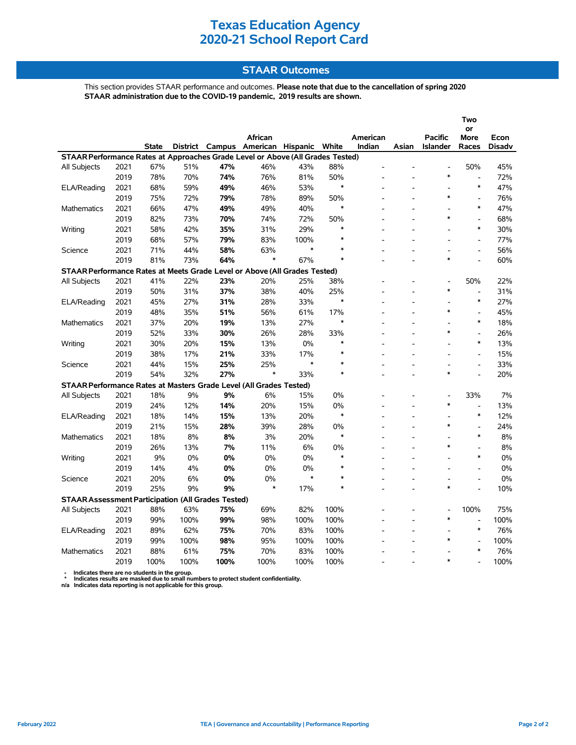# Texas Education Agency
# 2020-21 School Report Card

## STAAR Outcomes

This section provides STAAR performance and outcomes. **Please note that due to the cancellation of spring 2020 STAAR administration due to the COVID-19 pandemic, 2019 results are shown.**

| | | State | District | Campus | African American | Hispanic | White | American Indian | Asian | Pacific Islander | Two or More Races | Econ Disadv |
|---|---|---|---|---|---|---|---|---|---|---|---|---|
| **STAAR Performance Rates at Approaches Grade Level or Above (All Grades Tested)** | | | | | | | | | | | | |
| All Subjects | 2021 | 67% | 51% | **47%** | 46% | 43% | 88% | - | - | - | 50% | 45% |
| | 2019 | 78% | 70% | **74%** | 76% | 81% | 50% | - | - | * | - | 72% |
| ELA/Reading | 2021 | 68% | 59% | **49%** | 46% | 53% | * | - | - | - | * | 47% |
| | 2019 | 75% | 72% | **79%** | 78% | 89% | 50% | - | - | * | - | 76% |
| Mathematics | 2021 | 66% | 47% | **49%** | 49% | 40% | * | - | - | - | * | 47% |
| | 2019 | 82% | 73% | **70%** | 74% | 72% | 50% | - | - | * | - | 68% |
| Writing | 2021 | 58% | 42% | **35%** | 31% | 29% | * | - | - | - | * | 30% |
| | 2019 | 68% | 57% | **79%** | 83% | 100% | * | - | - | - | - | 77% |
| Science | 2021 | 71% | 44% | **58%** | 63% | * | * | - | - | - | - | 56% |
| | 2019 | 81% | 73% | **64%** | * | 67% | * | - | - | * | - | 60% |
| **STAAR Performance Rates at Meets Grade Level or Above (All Grades Tested)** | | | | | | | | | | | | |
| All Subjects | 2021 | 41% | 22% | **23%** | 20% | 25% | 38% | - | - | - | 50% | 22% |
| | 2019 | 50% | 31% | **37%** | 38% | 40% | 25% | - | - | * | - | 31% |
| ELA/Reading | 2021 | 45% | 27% | **31%** | 28% | 33% | * | - | - | - | * | 27% |
| | 2019 | 48% | 35% | **51%** | 56% | 61% | 17% | - | - | * | - | 45% |
| Mathematics | 2021 | 37% | 20% | **19%** | 13% | 27% | * | - | - | - | * | 18% |
| | 2019 | 52% | 33% | **30%** | 26% | 28% | 33% | - | - | * | - | 26% |
| Writing | 2021 | 30% | 20% | **15%** | 13% | 0% | * | - | - | - | * | 13% |
| | 2019 | 38% | 17% | **21%** | 33% | 17% | * | - | - | - | - | 15% |
| Science | 2021 | 44% | 15% | **25%** | 25% | * | * | - | - | - | - | 33% |
| | 2019 | 54% | 32% | **27%** | * | 33% | * | - | - | * | - | 20% |
| **STAAR Performance Rates at Masters Grade Level (All Grades Tested)** | | | | | | | | | | | | |
| All Subjects | 2021 | 18% | 9% | **9%** | 6% | 15% | 0% | - | - | - | 33% | 7% |
| | 2019 | 24% | 12% | **14%** | 20% | 15% | 0% | - | - | * | - | 13% |
| ELA/Reading | 2021 | 18% | 14% | **15%** | 13% | 20% | * | - | - | - | * | 12% |
| | 2019 | 21% | 15% | **28%** | 39% | 28% | 0% | - | - | * | - | 24% |
| Mathematics | 2021 | 18% | 8% | **8%** | 3% | 20% | * | - | - | - | * | 8% |
| | 2019 | 26% | 13% | **7%** | 11% | 6% | 0% | - | - | * | - | 8% |
| Writing | 2021 | 9% | 0% | **0%** | 0% | 0% | * | - | - | - | * | 0% |
| | 2019 | 14% | 4% | **0%** | 0% | 0% | * | - | - | - | - | 0% |
| Science | 2021 | 20% | 6% | **0%** | 0% | * | * | - | - | - | - | 0% |
| | 2019 | 25% | 9% | **9%** | * | 17% | * | - | - | * | - | 10% |
| **STAAR Assessment Participation (All Grades Tested)** | | | | | | | | | | | | |
| All Subjects | 2021 | 88% | 63% | **75%** | 69% | 82% | 100% | - | - | - | 100% | 75% |
| | 2019 | 99% | 100% | **99%** | 98% | 100% | 100% | - | - | * | - | 100% |
| ELA/Reading | 2021 | 89% | 62% | **75%** | 70% | 83% | 100% | - | - | - | * | 76% |
| | 2019 | 99% | 100% | **98%** | 95% | 100% | 100% | - | - | * | - | 100% |
| Mathematics | 2021 | 88% | 61% | **75%** | 70% | 83% | 100% | - | - | - | * | 76% |
| | 2019 | 100% | 100% | **100%** | 100% | 100% | 100% | - | - | * | - | 100% |

**-** Indicates there are no students in the group.
**\*** Indicates results are masked due to small numbers to protect student confidentiality.
**n/a** Indicates data reporting is not applicable for this group.